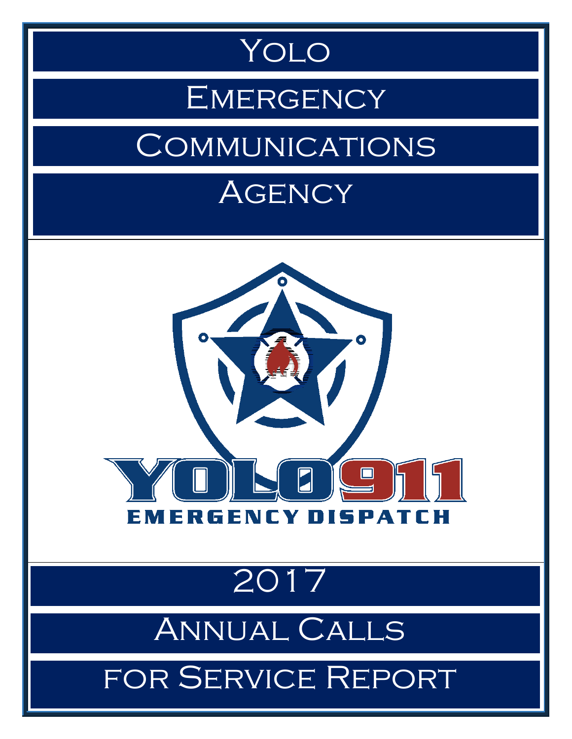# Yolo Emergency Communications Agency

YOLO 911

EMERGENCY DISPATCH

## 2017

## Annual Calls for Service Report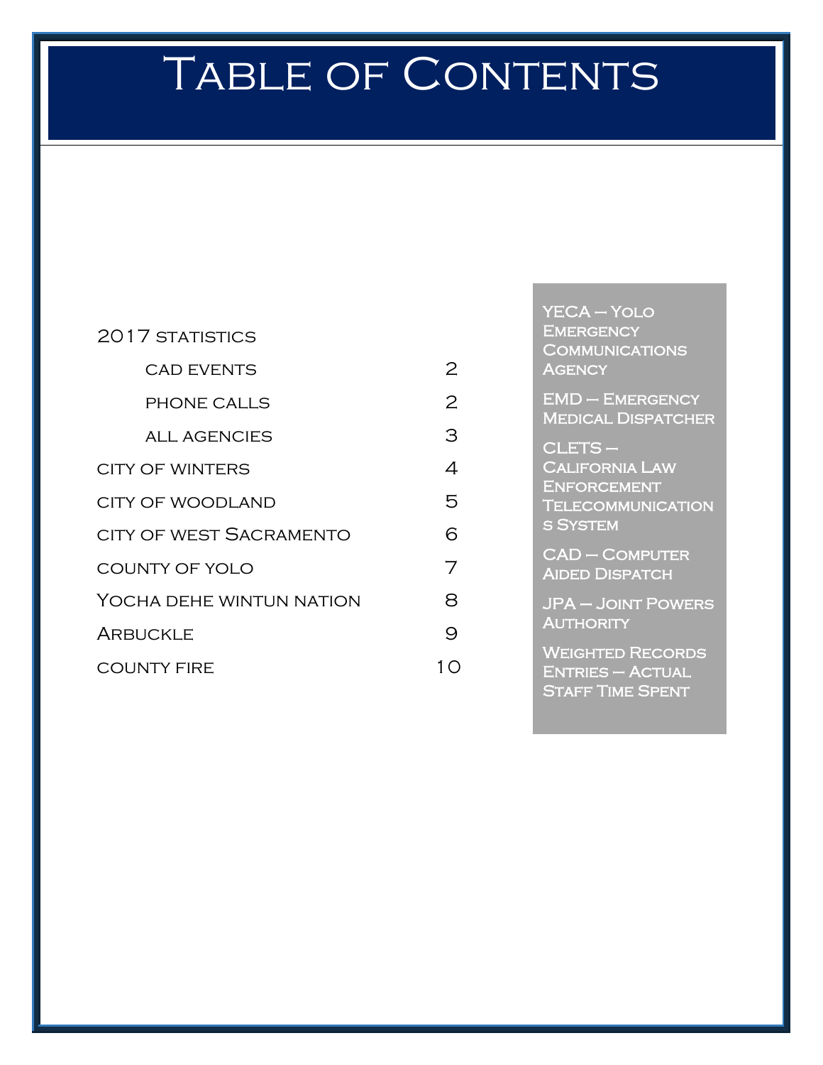# Table of Contents

| | |
|---|---|
| 2017 statistics | |
| CAD EVENTS | 2 |
| PHONE CALLS | 2 |
| ALL AGENCIES | 3 |
| CITY OF WINTERS | 4 |
| CITY OF WOODLAND | 5 |
| CITY OF WEST SACRAMENTO | 6 |
| COUNTY OF YOLO | 7 |
| YOCHA DEHE WINTUN NATION | 8 |
| ARBUCKLE | 9 |
| COUNTY FIRE | 10 |

YECA – Yolo Emergency Communications Agency

EMD – Emergency Medical Dispatcher

CLETS – California Law Enforcement Telecommunications System

CAD – Computer Aided Dispatch

JPA – Joint Powers Authority

Weighted Records Entries – Actual Staff Time Spent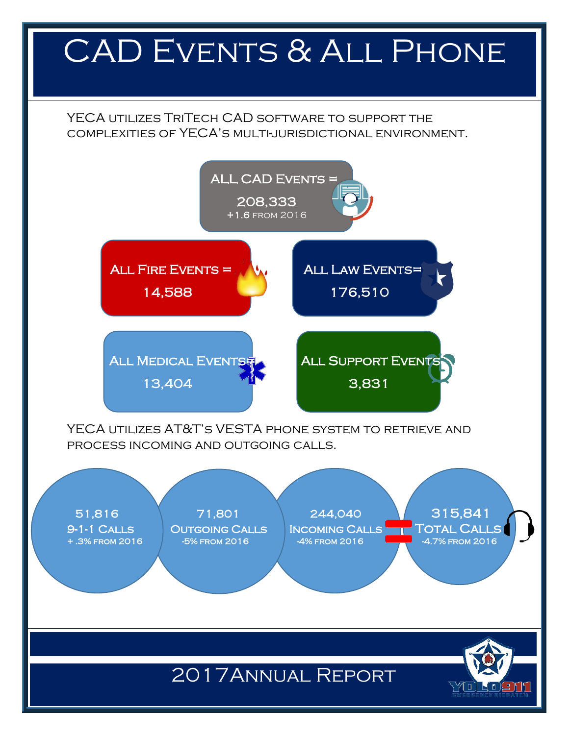# CAD Events & All Phone

YECA utilizes TriTech CAD software to support the complexities of YECA's multi-jurisdictional environment.

**All CAD Events =**
**208,333**
+1.6 from 2016

**All Fire Events =**
**14,588**

**All Law Events=**
**176,510**

**All Medical Events=**
**13,404**

**All Support Events=**
**3,831**

YECA utilizes AT&T's VESTA phone system to retrieve and process incoming and outgoing calls.

**51,816**
9-1-1 Calls
+ .3% from 2016

**71,801**
Outgoing Calls
-5% from 2016

**244,040**
Incoming Calls
-4% from 2016

=

**315,841**
Total Calls
-4.7% from 2016

2017Annual Report

YOLO911
Emergency Dispatch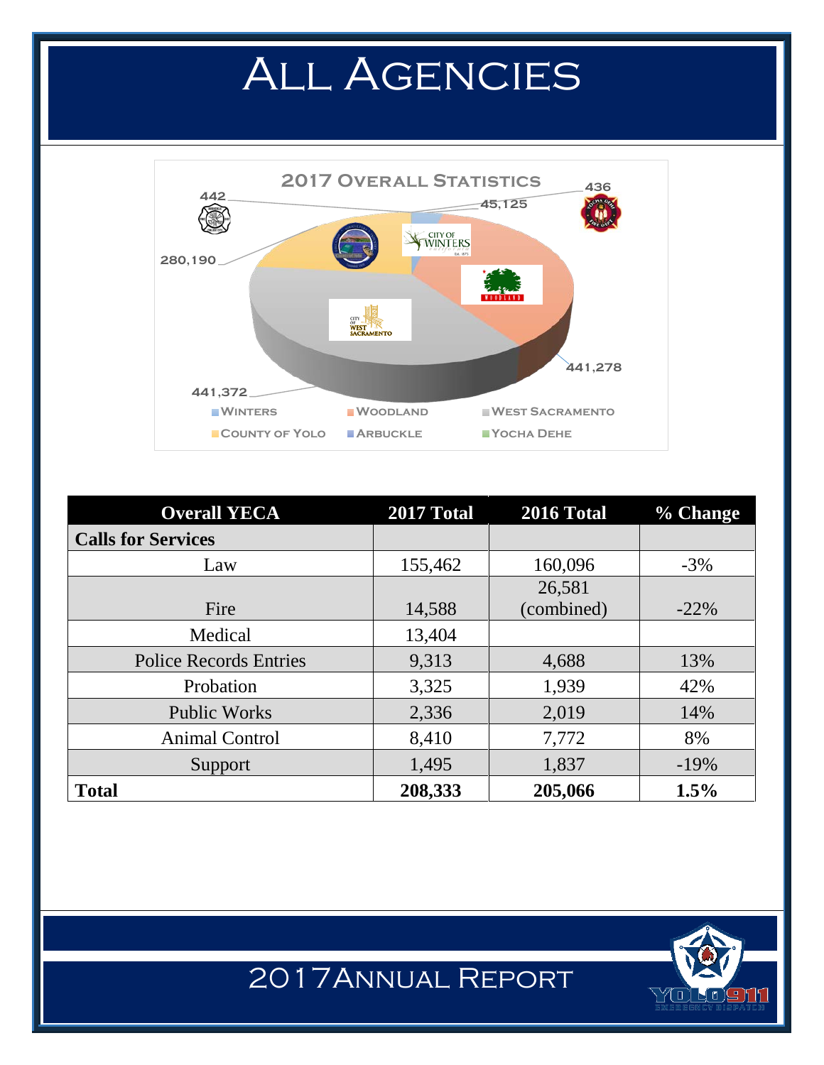# All Agencies

2017 Overall Statistics

442 · 45,125 · 436 · 280,190 · 441,278 · 441,372

Winters · Woodland · West Sacramento · County of Yolo · Arbuckle · Yocha Dehe

| Overall YECA | 2017 Total | 2016 Total | % Change |
|---|---|---|---|
| **Calls for Services** | | | |
| Law | 155,462 | 160,096 | -3% |
| Fire | 14,588 | 26,581 (combined) | -22% |
| Medical | 13,404 | | |
| Police Records Entries | 9,313 | 4,688 | 13% |
| Probation | 3,325 | 1,939 | 42% |
| Public Works | 2,336 | 2,019 | 14% |
| Animal Control | 8,410 | 7,772 | 8% |
| Support | 1,495 | 1,837 | -19% |
| **Total** | **208,333** | **205,066** | **1.5%** |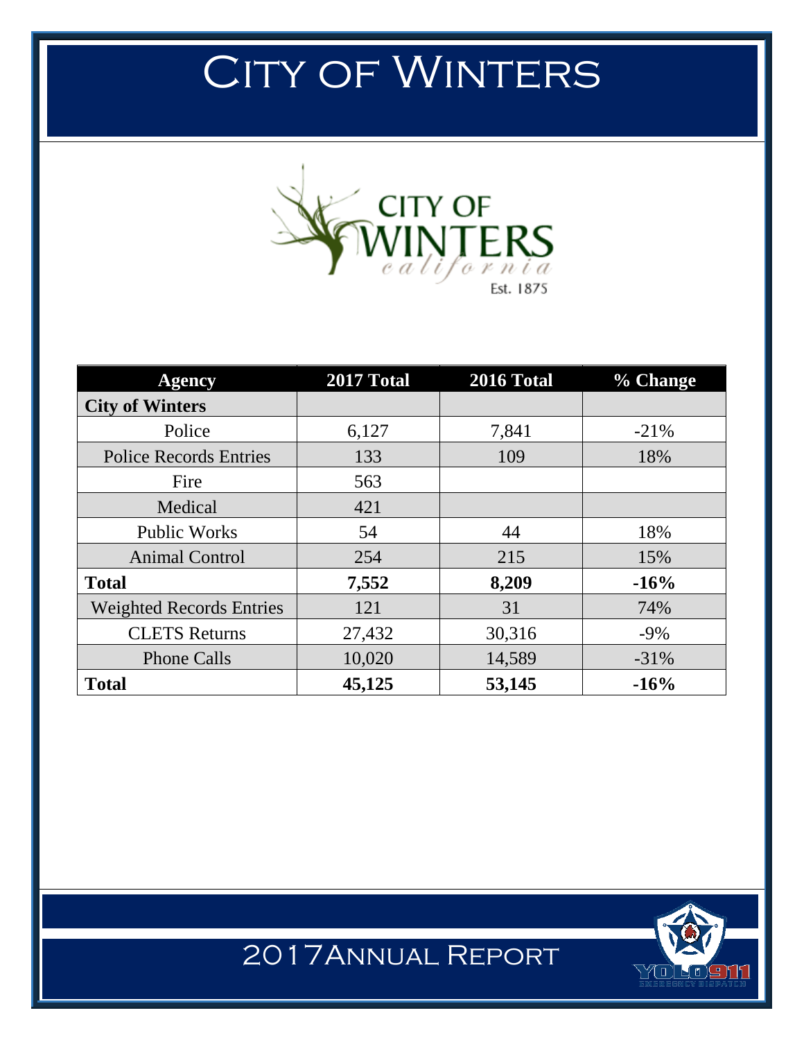# City of Winters

| Agency | 2017 Total | 2016 Total | % Change |
|---|---|---|---|
| **City of Winters** | | | |
| Police | 6,127 | 7,841 | -21% |
| Police Records Entries | 133 | 109 | 18% |
| Fire | 563 | | |
| Medical | 421 | | |
| Public Works | 54 | 44 | 18% |
| Animal Control | 254 | 215 | 15% |
| **Total** | **7,552** | **8,209** | **-16%** |
| Weighted Records Entries | 121 | 31 | 74% |
| CLETS Returns | 27,432 | 30,316 | -9% |
| Phone Calls | 10,020 | 14,589 | -31% |
| **Total** | **45,125** | **53,145** | **-16%** |

2017 Annual Report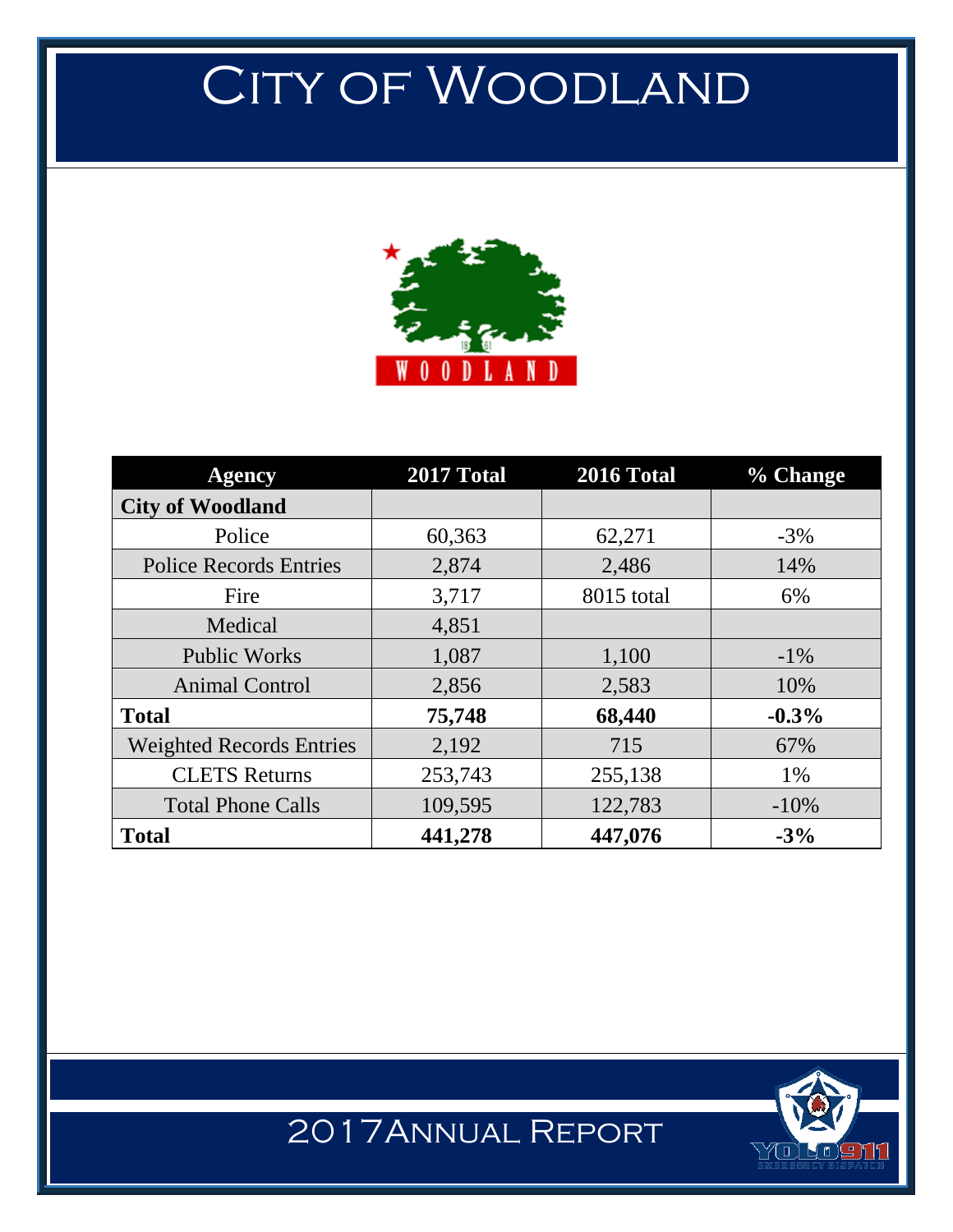# City of Woodland

| Agency | 2017 Total | 2016 Total | % Change |
|---|---|---|---|
| **City of Woodland** | | | |
| Police | 60,363 | 62,271 | -3% |
| Police Records Entries | 2,874 | 2,486 | 14% |
| Fire | 3,717 | 8015 total | 6% |
| Medical | 4,851 | | |
| Public Works | 1,087 | 1,100 | -1% |
| Animal Control | 2,856 | 2,583 | 10% |
| **Total** | **75,748** | **68,440** | **-0.3%** |
| Weighted Records Entries | 2,192 | 715 | 67% |
| CLETS Returns | 253,743 | 255,138 | 1% |
| Total Phone Calls | 109,595 | 122,783 | -10% |
| **Total** | **441,278** | **447,076** | **-3%** |

2017 Annual Report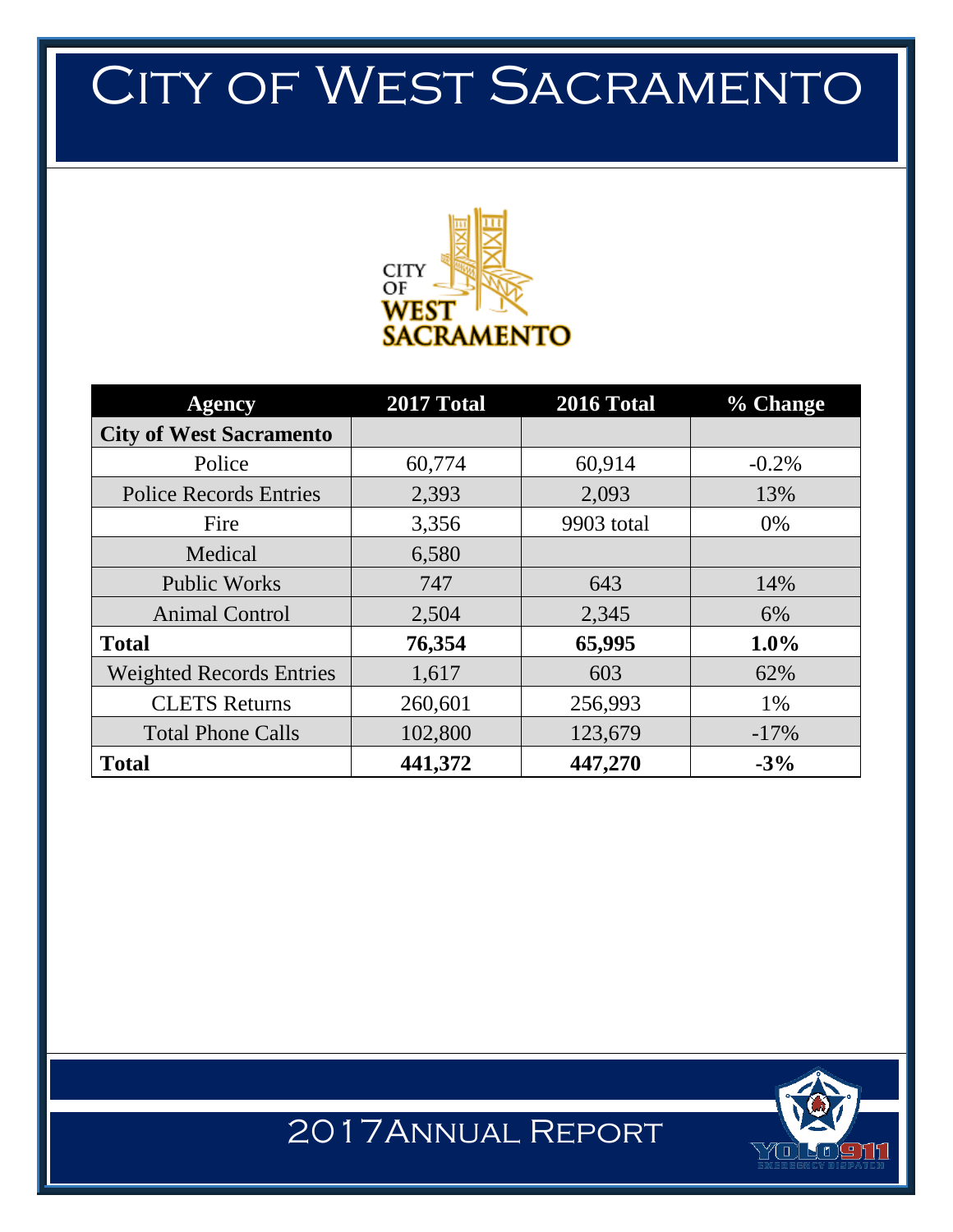# City of West Sacramento

| Agency | 2017 Total | 2016 Total | % Change |
|---|---|---|---|
| **City of West Sacramento** | | | |
| Police | 60,774 | 60,914 | -0.2% |
| Police Records Entries | 2,393 | 2,093 | 13% |
| Fire | 3,356 | 9903 total | 0% |
| Medical | 6,580 | | |
| Public Works | 747 | 643 | 14% |
| Animal Control | 2,504 | 2,345 | 6% |
| **Total** | **76,354** | **65,995** | **1.0%** |
| Weighted Records Entries | 1,617 | 603 | 62% |
| CLETS Returns | 260,601 | 256,993 | 1% |
| Total Phone Calls | 102,800 | 123,679 | -17% |
| **Total** | **441,372** | **447,270** | **-3%** |

2017Annual Report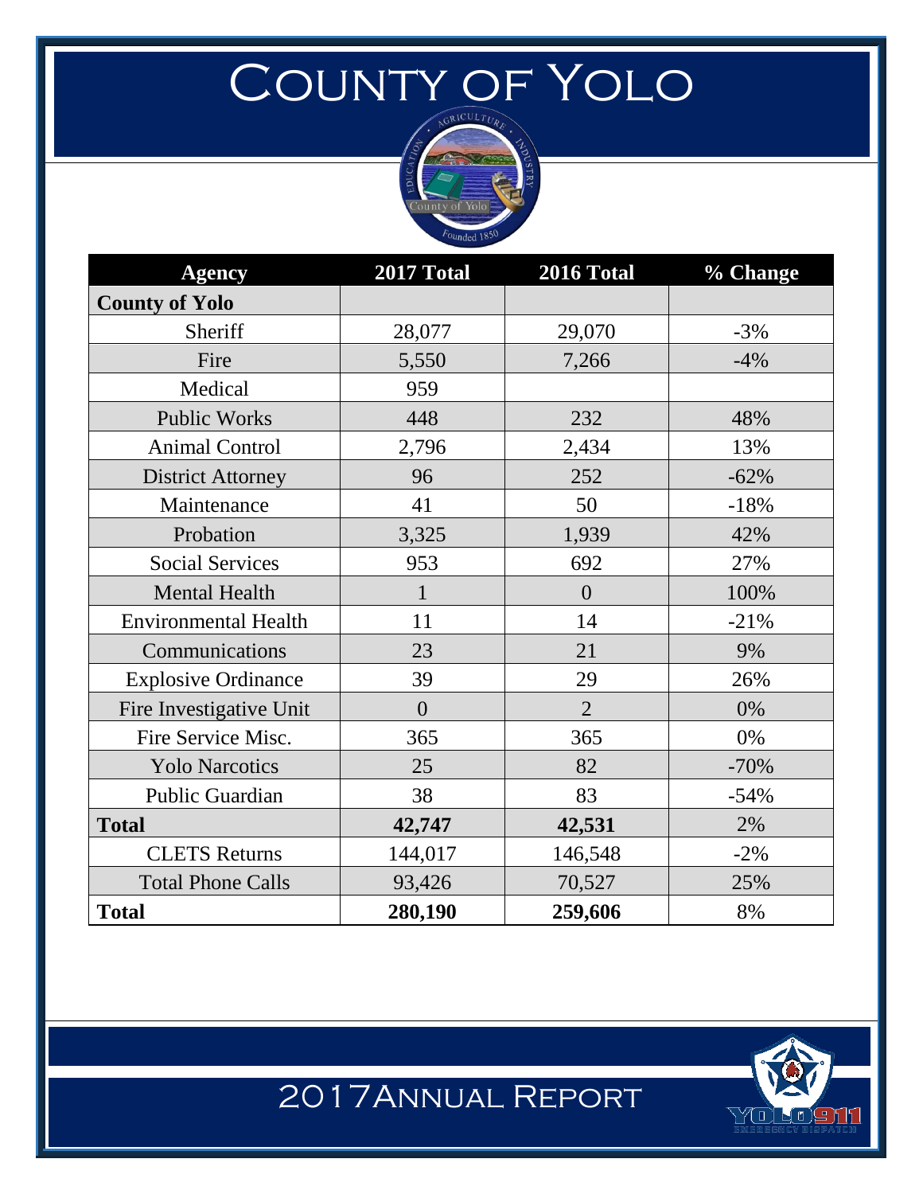# County of Yolo

| Agency | 2017 Total | 2016 Total | % Change |
|---|---|---|---|
| **County of Yolo** | | | |
| Sheriff | 28,077 | 29,070 | -3% |
| Fire | 5,550 | 7,266 | -4% |
| Medical | 959 | | |
| Public Works | 448 | 232 | 48% |
| Animal Control | 2,796 | 2,434 | 13% |
| District Attorney | 96 | 252 | -62% |
| Maintenance | 41 | 50 | -18% |
| Probation | 3,325 | 1,939 | 42% |
| Social Services | 953 | 692 | 27% |
| Mental Health | 1 | 0 | 100% |
| Environmental Health | 11 | 14 | -21% |
| Communications | 23 | 21 | 9% |
| Explosive Ordinance | 39 | 29 | 26% |
| Fire Investigative Unit | 0 | 2 | 0% |
| Fire Service Misc. | 365 | 365 | 0% |
| Yolo Narcotics | 25 | 82 | -70% |
| Public Guardian | 38 | 83 | -54% |
| **Total** | **42,747** | **42,531** | 2% |
| CLETS Returns | 144,017 | 146,548 | -2% |
| Total Phone Calls | 93,426 | 70,527 | 25% |
| **Total** | **280,190** | **259,606** | 8% |

2017 Annual Report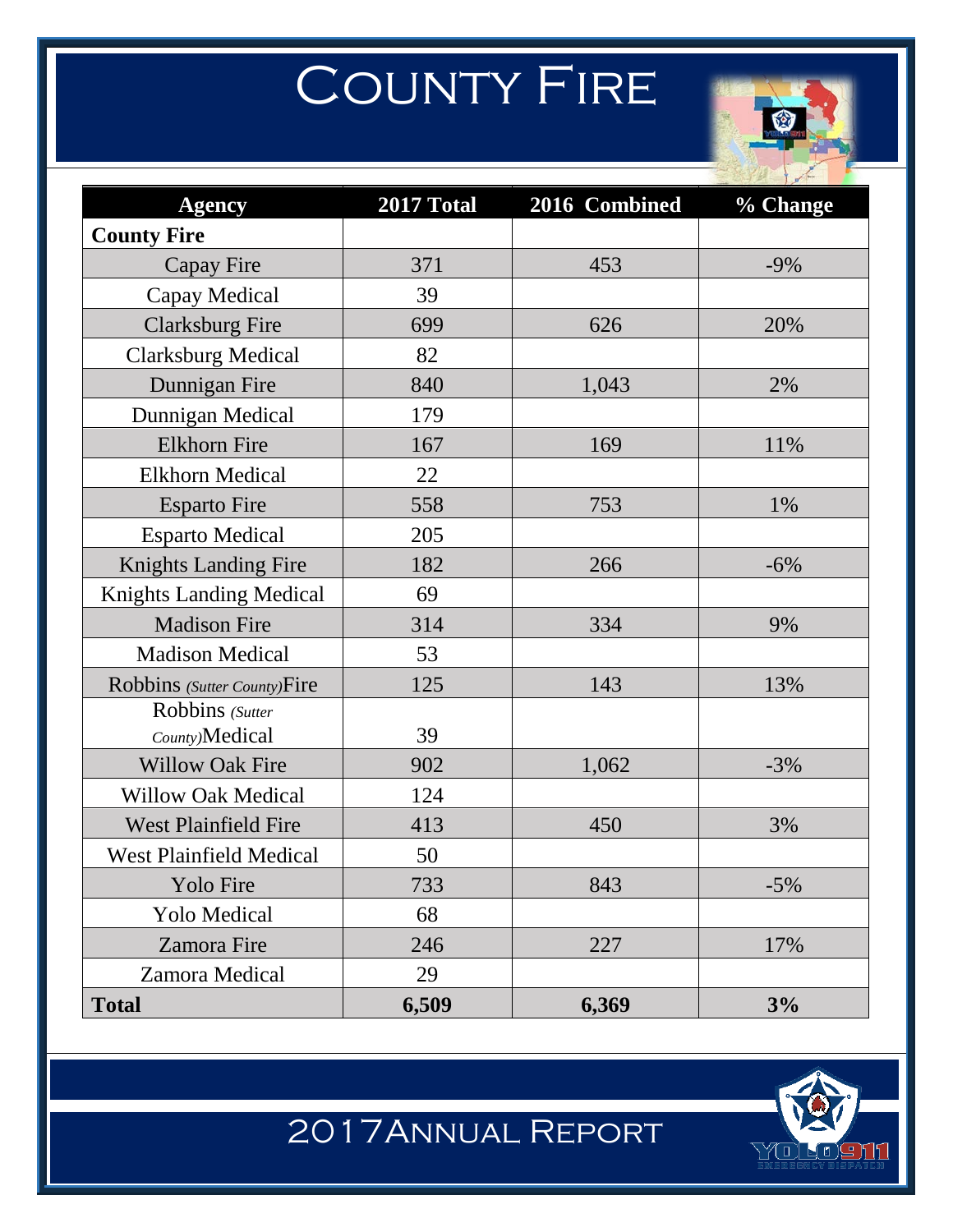# County Fire

| Agency | 2017 Total | 2016 Combined | % Change |
|---|---|---|---|
| **County Fire** | | | |
| Capay Fire | 371 | 453 | -9% |
| Capay Medical | 39 | | |
| Clarksburg Fire | 699 | 626 | 20% |
| Clarksburg Medical | 82 | | |
| Dunnigan Fire | 840 | 1,043 | 2% |
| Dunnigan Medical | 179 | | |
| Elkhorn Fire | 167 | 169 | 11% |
| Elkhorn Medical | 22 | | |
| Esparto Fire | 558 | 753 | 1% |
| Esparto Medical | 205 | | |
| Knights Landing Fire | 182 | 266 | -6% |
| Knights Landing Medical | 69 | | |
| Madison Fire | 314 | 334 | 9% |
| Madison Medical | 53 | | |
| Robbins *(Sutter County)* Fire | 125 | 143 | 13% |
| Robbins *(Sutter County)* Medical | 39 | | |
| Willow Oak Fire | 902 | 1,062 | -3% |
| Willow Oak Medical | 124 | | |
| West Plainfield Fire | 413 | 450 | 3% |
| West Plainfield Medical | 50 | | |
| Yolo Fire | 733 | 843 | -5% |
| Yolo Medical | 68 | | |
| Zamora Fire | 246 | 227 | 17% |
| Zamora Medical | 29 | | |
| **Total** | **6,509** | **6,369** | **3%** |

2017 Annual Report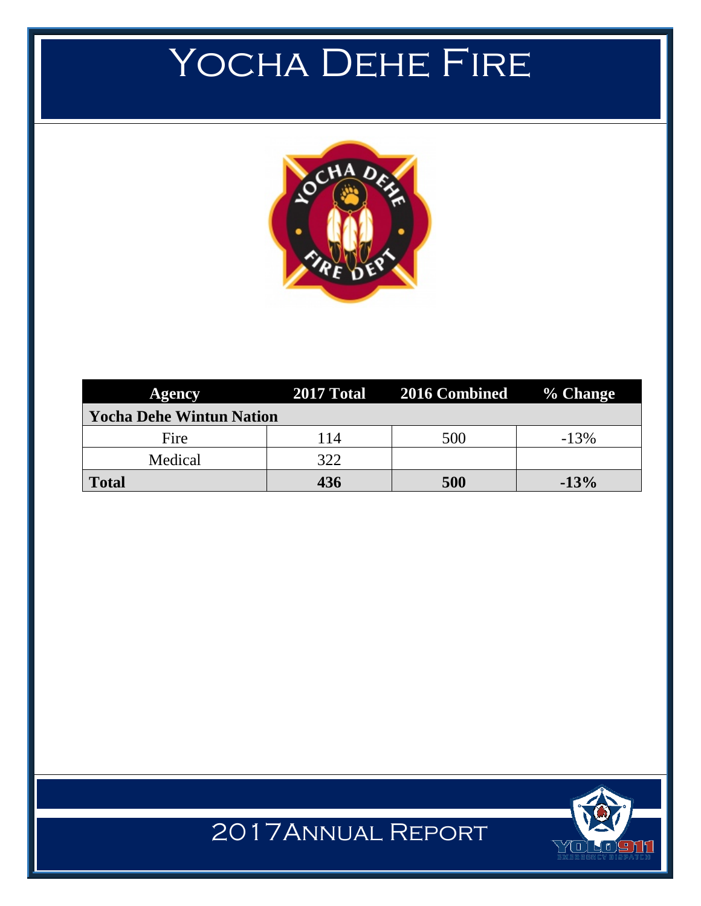# Yocha Dehe Fire

| Agency | 2017 Total | 2016 Combined | % Change |
|---|---|---|---|
| **Yocha Dehe Wintun Nation** | | | |
| Fire | 114 | 500 | -13% |
| Medical | 322 | | |
| **Total** | **436** | **500** | **-13%** |

2017 Annual Report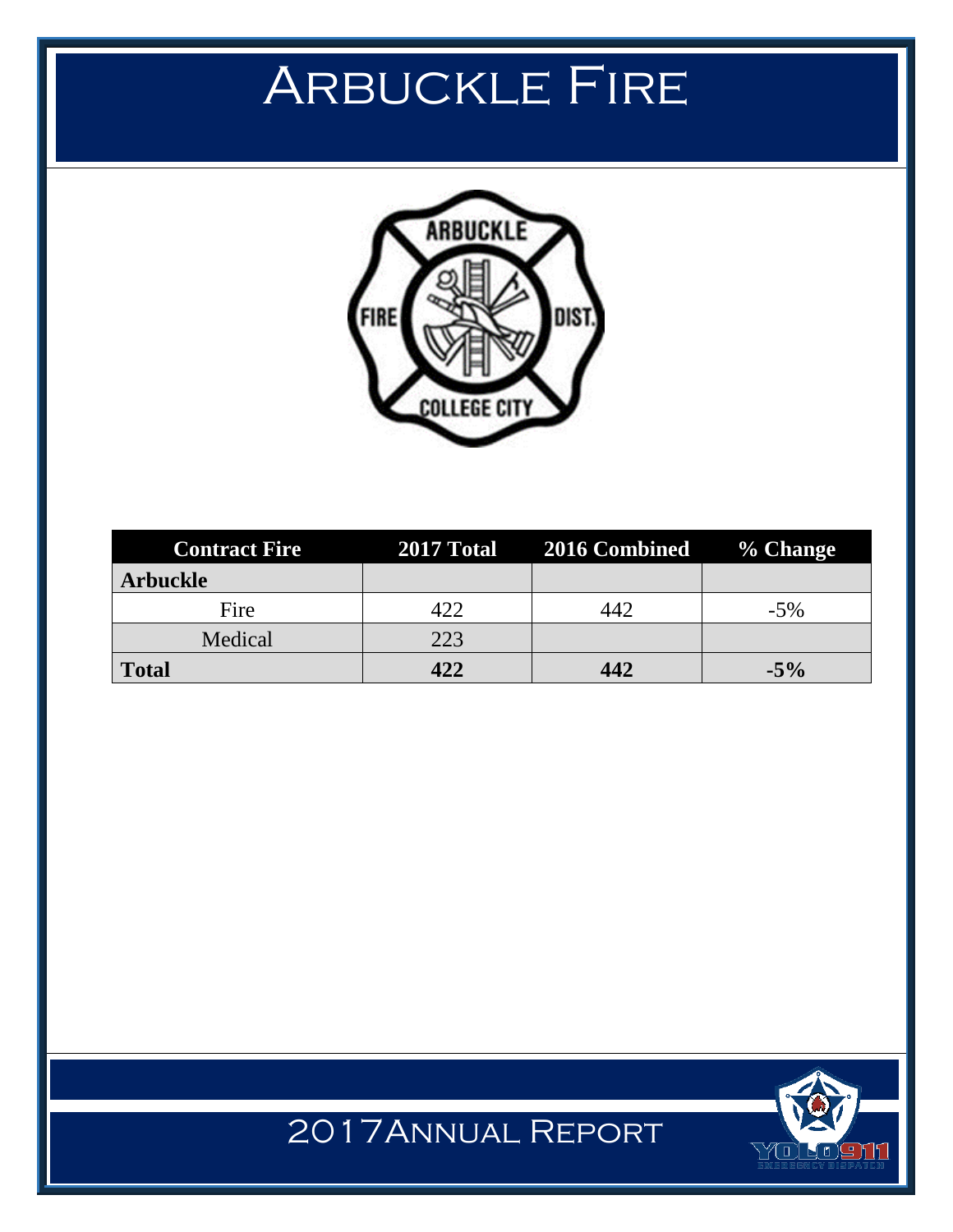# Arbuckle Fire

| Contract Fire | 2017 Total | 2016 Combined | % Change |
|---|---|---|---|
| **Arbuckle** | | | |
| Fire | 422 | 442 | -5% |
| Medical | 223 | | |
| **Total** | **422** | **442** | **-5%** |

2017Annual Report